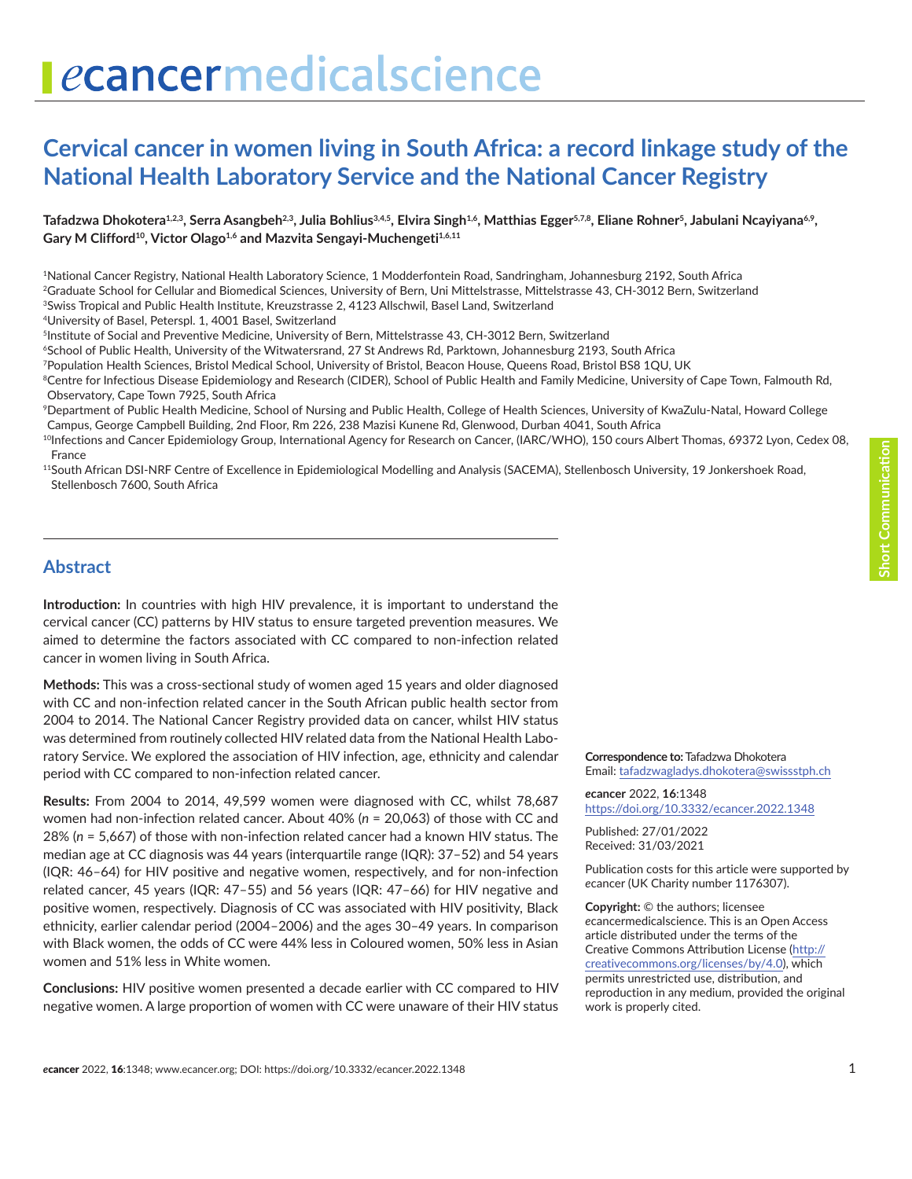# Cervical cancer in women living in South Africa: a record linkage study of the National Health Laboratory Service and the National Cancer Registry

**Tafadzwa Dhokotera[1,2,3], Serra Asangbeh[2,3], Julia Bohlius[3,4,5], Elvira Singh[1,6], Matthias Egger[5,7,8], Eliane Rohner[5], Jabulani Ncayiyana[6,9], Gary M Clifford[10], Victor Olago[1,6] and Mazvita Sengayi-Muchengeti[1,6,11]**

[1]National Cancer Registry, National Health Laboratory Science, 1 Modderfontein Road, Sandringham, Johannesburg 2192, South Africa
[2]Graduate School for Cellular and Biomedical Sciences, University of Bern, Uni Mittelstrasse, Mittelstrasse 43, CH-3012 Bern, Switzerland
[3]Swiss Tropical and Public Health Institute, Kreuzstrasse 2, 4123 Allschwil, Basel Land, Switzerland
[4]University of Basel, Peterspl. 1, 4001 Basel, Switzerland
[5]Institute of Social and Preventive Medicine, University of Bern, Mittelstrasse 43, CH-3012 Bern, Switzerland
[6]School of Public Health, University of the Witwatersrand, 27 St Andrews Rd, Parktown, Johannesburg 2193, South Africa
[7]Population Health Sciences, Bristol Medical School, University of Bristol, Beacon House, Queens Road, Bristol BS8 1QU, UK
[8]Centre for Infectious Disease Epidemiology and Research (CIDER), School of Public Health and Family Medicine, University of Cape Town, Falmouth Rd, Observatory, Cape Town 7925, South Africa
[9]Department of Public Health Medicine, School of Nursing and Public Health, College of Health Sciences, University of KwaZulu-Natal, Howard College Campus, George Campbell Building, 2nd Floor, Rm 226, 238 Mazisi Kunene Rd, Glenwood, Durban 4041, South Africa
[10]Infections and Cancer Epidemiology Group, International Agency for Research on Cancer, (IARC/WHO), 150 cours Albert Thomas, 69372 Lyon, Cedex 08, France
[11]South African DSI-NRF Centre of Excellence in Epidemiological Modelling and Analysis (SACEMA), Stellenbosch University, 19 Jonkershoek Road, Stellenbosch 7600, South Africa

## Abstract

**Introduction:** In countries with high HIV prevalence, it is important to understand the cervical cancer (CC) patterns by HIV status to ensure targeted prevention measures. We aimed to determine the factors associated with CC compared to non-infection related cancer in women living in South Africa.

**Methods:** This was a cross-sectional study of women aged 15 years and older diagnosed with CC and non-infection related cancer in the South African public health sector from 2004 to 2014. The National Cancer Registry provided data on cancer, whilst HIV status was determined from routinely collected HIV related data from the National Health Laboratory Service. We explored the association of HIV infection, age, ethnicity and calendar period with CC compared to non-infection related cancer.

**Results:** From 2004 to 2014, 49,599 women were diagnosed with CC, whilst 78,687 women had non-infection related cancer. About 40% ($n$ = 20,063) of those with CC and 28% ($n$ = 5,667) of those with non-infection related cancer had a known HIV status. The median age at CC diagnosis was 44 years (interquartile range (IQR): 37–52) and 54 years (IQR: 46–64) for HIV positive and negative women, respectively, and for non-infection related cancer, 45 years (IQR: 47–55) and 56 years (IQR: 47–66) for HIV negative and positive women, respectively. Diagnosis of CC was associated with HIV positivity, Black ethnicity, earlier calendar period (2004–2006) and the ages 30–49 years. In comparison with Black women, the odds of CC were 44% less in Coloured women, 50% less in Asian women and 51% less in White women.

**Conclusions:** HIV positive women presented a decade earlier with CC compared to HIV negative women. A large proportion of women with CC were unaware of their HIV status

**Correspondence to:** Tafadzwa Dhokotera
Email: tafadzwagladys.dhokotera@swissstph.ch

***e*cancer** 2022, **16**:1348
https://doi.org/10.3332/ecancer.2022.1348

Published: 27/01/2022
Received: 31/03/2021

Publication costs for this article were supported by *e*cancer (UK Charity number 1176307).

**Copyright:** © the authors; licensee *e*cancermedicalscience. This is an Open Access article distributed under the terms of the Creative Commons Attribution License (http://creativecommons.org/licenses/by/4.0), which permits unrestricted use, distribution, and reproduction in any medium, provided the original work is properly cited.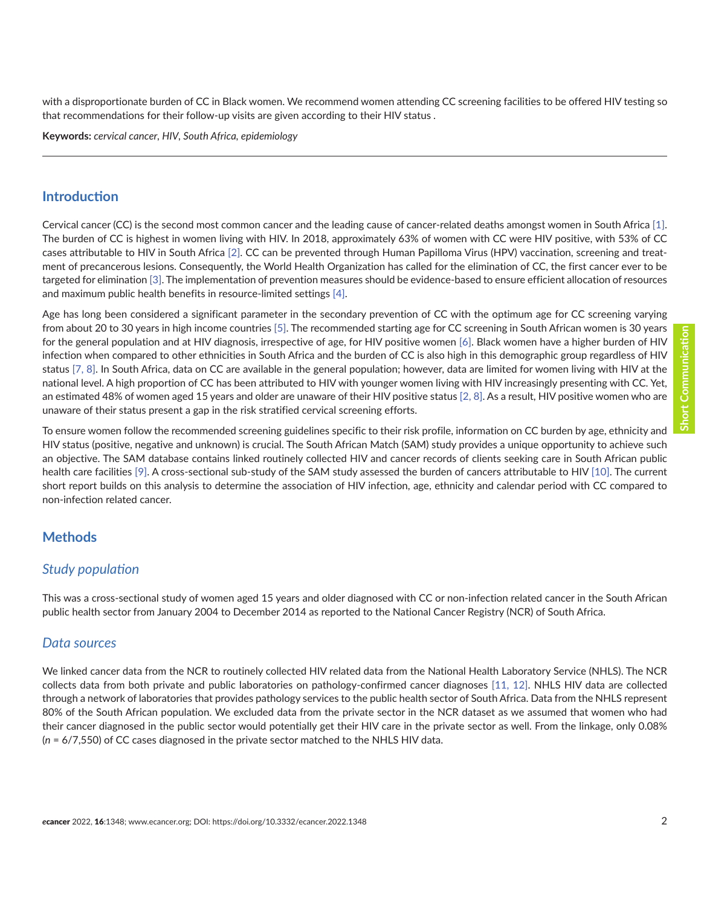with a disproportionate burden of CC in Black women. We recommend women attending CC screening facilities to be offered HIV testing so that recommendations for their follow-up visits are given according to their HIV status .

**Keywords:** *cervical cancer, HIV, South Africa, epidemiology*

## Introduction

Cervical cancer (CC) is the second most common cancer and the leading cause of cancer-related deaths amongst women in South Africa [1]. The burden of CC is highest in women living with HIV. In 2018, approximately 63% of women with CC were HIV positive, with 53% of CC cases attributable to HIV in South Africa [2]. CC can be prevented through Human Papilloma Virus (HPV) vaccination, screening and treatment of precancerous lesions. Consequently, the World Health Organization has called for the elimination of CC, the first cancer ever to be targeted for elimination [3]. The implementation of prevention measures should be evidence-based to ensure efficient allocation of resources and maximum public health benefits in resource-limited settings [4].

Age has long been considered a significant parameter in the secondary prevention of CC with the optimum age for CC screening varying from about 20 to 30 years in high income countries [5]. The recommended starting age for CC screening in South African women is 30 years for the general population and at HIV diagnosis, irrespective of age, for HIV positive women [6]. Black women have a higher burden of HIV infection when compared to other ethnicities in South Africa and the burden of CC is also high in this demographic group regardless of HIV status [7, 8]. In South Africa, data on CC are available in the general population; however, data are limited for women living with HIV at the national level. A high proportion of CC has been attributed to HIV with younger women living with HIV increasingly presenting with CC. Yet, an estimated 48% of women aged 15 years and older are unaware of their HIV positive status [2, 8]. As a result, HIV positive women who are unaware of their status present a gap in the risk stratified cervical screening efforts.

To ensure women follow the recommended screening guidelines specific to their risk profile, information on CC burden by age, ethnicity and HIV status (positive, negative and unknown) is crucial. The South African Match (SAM) study provides a unique opportunity to achieve such an objective. The SAM database contains linked routinely collected HIV and cancer records of clients seeking care in South African public health care facilities [9]. A cross-sectional sub-study of the SAM study assessed the burden of cancers attributable to HIV [10]. The current short report builds on this analysis to determine the association of HIV infection, age, ethnicity and calendar period with CC compared to non-infection related cancer.

## Methods

### *Study population*

This was a cross-sectional study of women aged 15 years and older diagnosed with CC or non-infection related cancer in the South African public health sector from January 2004 to December 2014 as reported to the National Cancer Registry (NCR) of South Africa.

### *Data sources*

We linked cancer data from the NCR to routinely collected HIV related data from the National Health Laboratory Service (NHLS). The NCR collects data from both private and public laboratories on pathology-confirmed cancer diagnoses [11, 12]. NHLS HIV data are collected through a network of laboratories that provides pathology services to the public health sector of South Africa. Data from the NHLS represent 80% of the South African population. We excluded data from the private sector in the NCR dataset as we assumed that women who had their cancer diagnosed in the public sector would potentially get their HIV care in the private sector as well. From the linkage, only 0.08% (*n* = 6/7,550) of CC cases diagnosed in the private sector matched to the NHLS HIV data.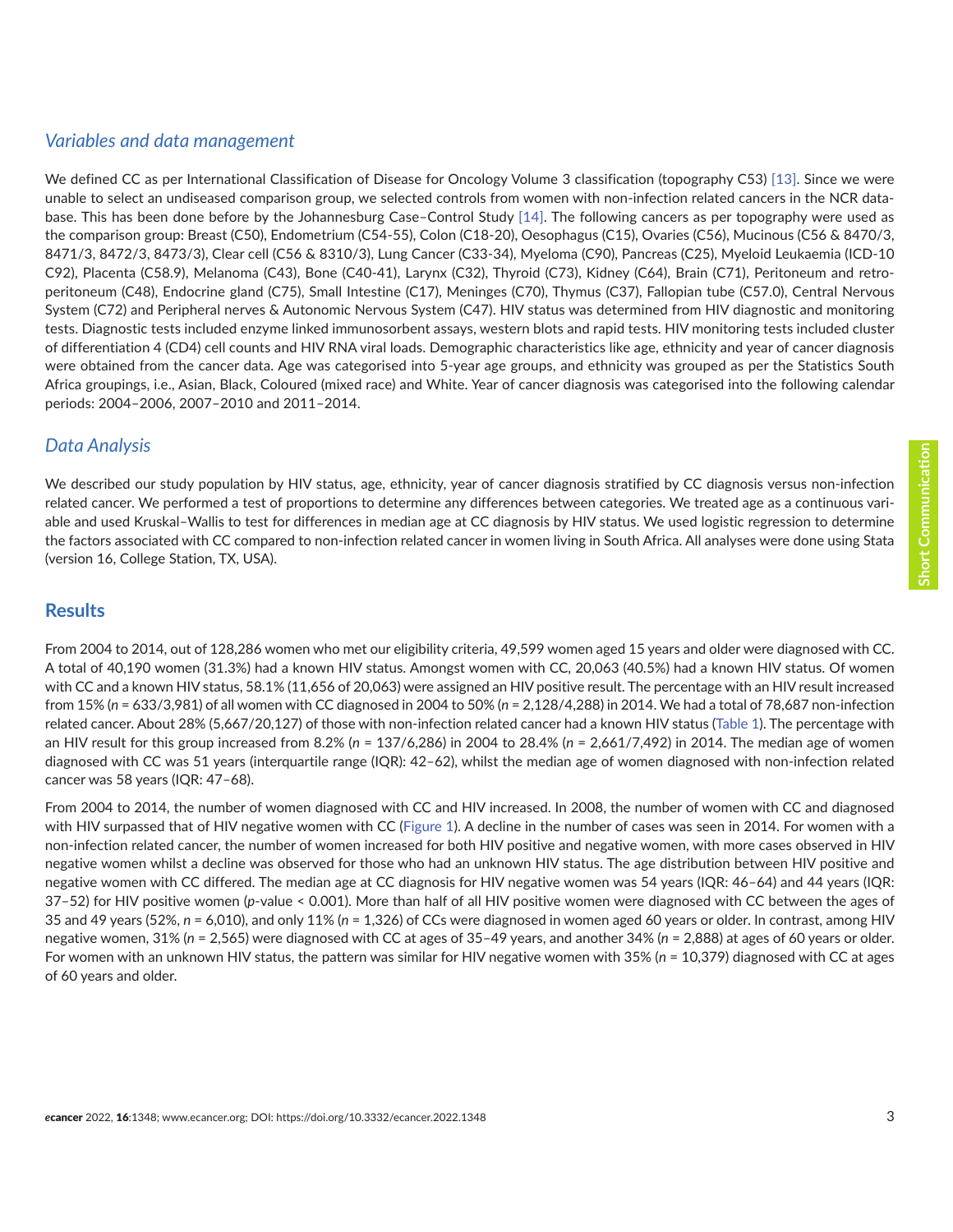### *Variables and data management*

We defined CC as per International Classification of Disease for Oncology Volume 3 classification (topography C53) [13]. Since we were unable to select an undiseased comparison group, we selected controls from women with non-infection related cancers in the NCR database. This has been done before by the Johannesburg Case–Control Study [14]. The following cancers as per topography were used as the comparison group: Breast (C50), Endometrium (C54-55), Colon (C18-20), Oesophagus (C15), Ovaries (C56), Mucinous (C56 & 8470/3, 8471/3, 8472/3, 8473/3), Clear cell (C56 & 8310/3), Lung Cancer (C33-34), Myeloma (C90), Pancreas (C25), Myeloid Leukaemia (ICD-10 C92), Placenta (C58.9), Melanoma (C43), Bone (C40-41), Larynx (C32), Thyroid (C73), Kidney (C64), Brain (C71), Peritoneum and retroperitoneum (C48), Endocrine gland (C75), Small Intestine (C17), Meninges (C70), Thymus (C37), Fallopian tube (C57.0), Central Nervous System (C72) and Peripheral nerves & Autonomic Nervous System (C47). HIV status was determined from HIV diagnostic and monitoring tests. Diagnostic tests included enzyme linked immunosorbent assays, western blots and rapid tests. HIV monitoring tests included cluster of differentiation 4 (CD4) cell counts and HIV RNA viral loads. Demographic characteristics like age, ethnicity and year of cancer diagnosis were obtained from the cancer data. Age was categorised into 5-year age groups, and ethnicity was grouped as per the Statistics South Africa groupings, i.e., Asian, Black, Coloured (mixed race) and White. Year of cancer diagnosis was categorised into the following calendar periods: 2004–2006, 2007–2010 and 2011–2014.

### *Data Analysis*

We described our study population by HIV status, age, ethnicity, year of cancer diagnosis stratified by CC diagnosis versus non-infection related cancer. We performed a test of proportions to determine any differences between categories. We treated age as a continuous variable and used Kruskal–Wallis to test for differences in median age at CC diagnosis by HIV status. We used logistic regression to determine the factors associated with CC compared to non-infection related cancer in women living in South Africa. All analyses were done using Stata (version 16, College Station, TX, USA).

## Results

From 2004 to 2014, out of 128,286 women who met our eligibility criteria, 49,599 women aged 15 years and older were diagnosed with CC. A total of 40,190 women (31.3%) had a known HIV status. Amongst women with CC, 20,063 (40.5%) had a known HIV status. Of women with CC and a known HIV status, 58.1% (11,656 of 20,063) were assigned an HIV positive result. The percentage with an HIV result increased from 15% ($n$ = 633/3,981) of all women with CC diagnosed in 2004 to 50% ($n$ = 2,128/4,288) in 2014. We had a total of 78,687 non-infection related cancer. About 28% (5,667/20,127) of those with non-infection related cancer had a known HIV status (Table 1). The percentage with an HIV result for this group increased from 8.2% ($n$ = 137/6,286) in 2004 to 28.4% ($n$ = 2,661/7,492) in 2014. The median age of women diagnosed with CC was 51 years (interquartile range (IQR): 42–62), whilst the median age of women diagnosed with non-infection related cancer was 58 years (IQR: 47–68).

From 2004 to 2014, the number of women diagnosed with CC and HIV increased. In 2008, the number of women with CC and diagnosed with HIV surpassed that of HIV negative women with CC (Figure 1). A decline in the number of cases was seen in 2014. For women with a non-infection related cancer, the number of women increased for both HIV positive and negative women, with more cases observed in HIV negative women whilst a decline was observed for those who had an unknown HIV status. The age distribution between HIV positive and negative women with CC differed. The median age at CC diagnosis for HIV negative women was 54 years (IQR: 46–64) and 44 years (IQR: 37–52) for HIV positive women ($p$-value < 0.001). More than half of all HIV positive women were diagnosed with CC between the ages of 35 and 49 years (52%, $n$ = 6,010), and only 11% ($n$ = 1,326) of CCs were diagnosed in women aged 60 years or older. In contrast, among HIV negative women, 31% ($n$ = 2,565) were diagnosed with CC at ages of 35–49 years, and another 34% ($n$ = 2,888) at ages of 60 years or older. For women with an unknown HIV status, the pattern was similar for HIV negative women with 35% ($n$ = 10,379) diagnosed with CC at ages of 60 years and older.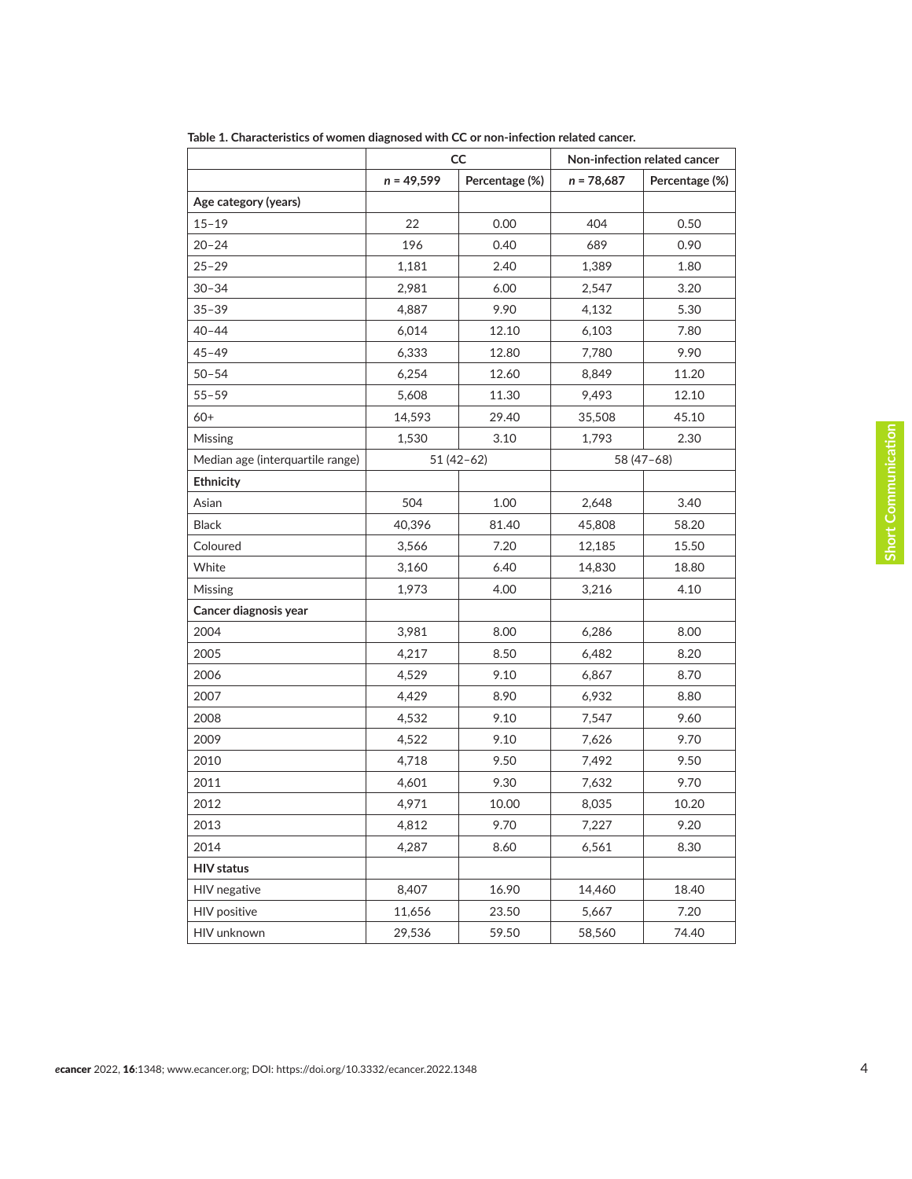**Table 1. Characteristics of women diagnosed with CC or non-infection related cancer.**

| | CC | | Non-infection related cancer | |
|---|---|---|---|---|
| | *n* = 49,599 | Percentage (%) | *n* = 78,687 | Percentage (%) |
| **Age category (years)** | | | | |
| 15–19 | 22 | 0.00 | 404 | 0.50 |
| 20–24 | 196 | 0.40 | 689 | 0.90 |
| 25–29 | 1,181 | 2.40 | 1,389 | 1.80 |
| 30–34 | 2,981 | 6.00 | 2,547 | 3.20 |
| 35–39 | 4,887 | 9.90 | 4,132 | 5.30 |
| 40–44 | 6,014 | 12.10 | 6,103 | 7.80 |
| 45–49 | 6,333 | 12.80 | 7,780 | 9.90 |
| 50–54 | 6,254 | 12.60 | 8,849 | 11.20 |
| 55–59 | 5,608 | 11.30 | 9,493 | 12.10 |
| 60+ | 14,593 | 29.40 | 35,508 | 45.10 |
| Missing | 1,530 | 3.10 | 1,793 | 2.30 |
| Median age (interquartile range) | 51 (42–62) | | 58 (47–68) | |
| **Ethnicity** | | | | |
| Asian | 504 | 1.00 | 2,648 | 3.40 |
| Black | 40,396 | 81.40 | 45,808 | 58.20 |
| Coloured | 3,566 | 7.20 | 12,185 | 15.50 |
| White | 3,160 | 6.40 | 14,830 | 18.80 |
| Missing | 1,973 | 4.00 | 3,216 | 4.10 |
| **Cancer diagnosis year** | | | | |
| 2004 | 3,981 | 8.00 | 6,286 | 8.00 |
| 2005 | 4,217 | 8.50 | 6,482 | 8.20 |
| 2006 | 4,529 | 9.10 | 6,867 | 8.70 |
| 2007 | 4,429 | 8.90 | 6,932 | 8.80 |
| 2008 | 4,532 | 9.10 | 7,547 | 9.60 |
| 2009 | 4,522 | 9.10 | 7,626 | 9.70 |
| 2010 | 4,718 | 9.50 | 7,492 | 9.50 |
| 2011 | 4,601 | 9.30 | 7,632 | 9.70 |
| 2012 | 4,971 | 10.00 | 8,035 | 10.20 |
| 2013 | 4,812 | 9.70 | 7,227 | 9.20 |
| 2014 | 4,287 | 8.60 | 6,561 | 8.30 |
| **HIV status** | | | | |
| HIV negative | 8,407 | 16.90 | 14,460 | 18.40 |
| HIV positive | 11,656 | 23.50 | 5,667 | 7.20 |
| HIV unknown | 29,536 | 59.50 | 58,560 | 74.40 |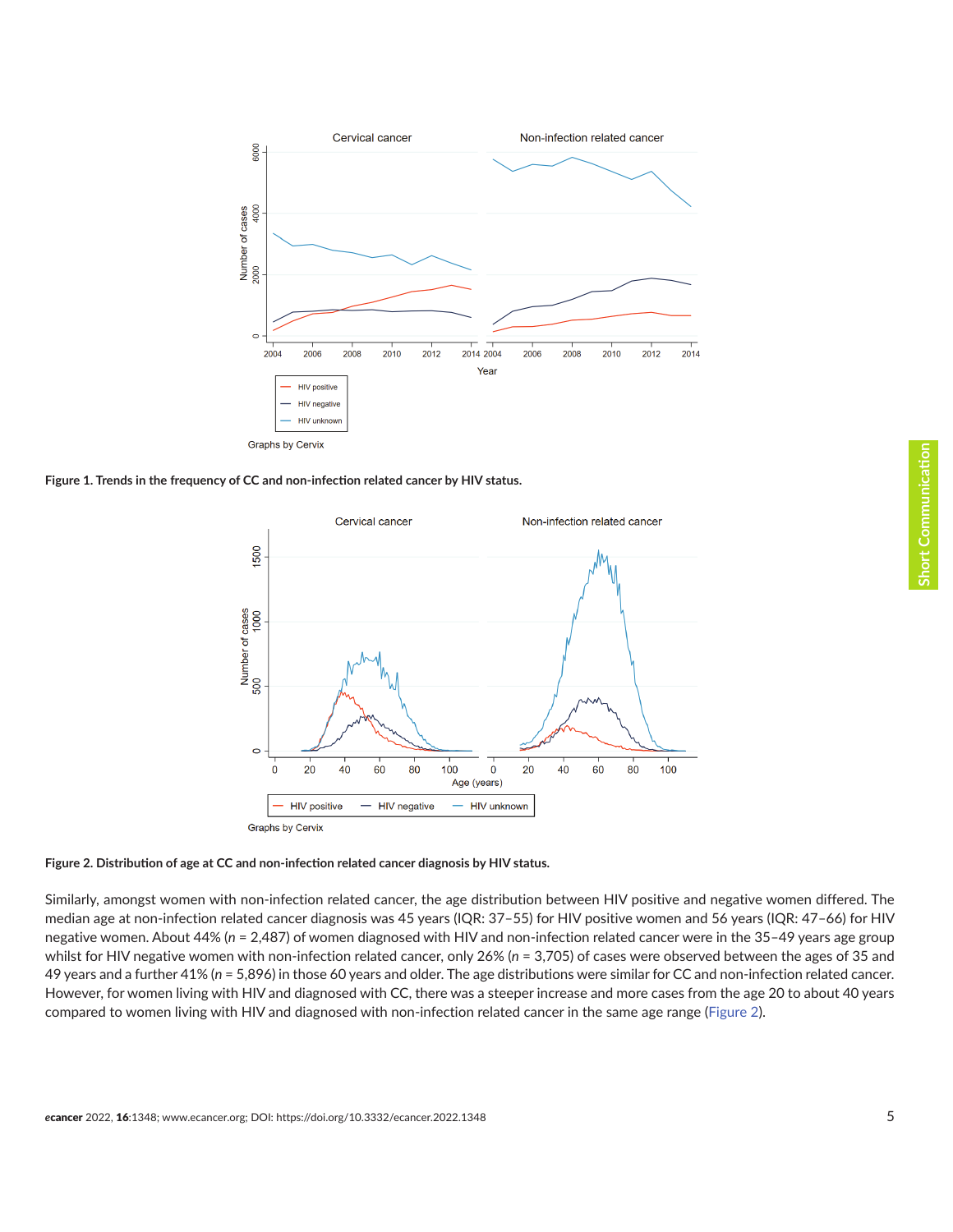Figure 1. **Trends in the frequency of CC and non-infection related cancer by HIV status.**

Figure 2. **Distribution of age at CC and non-infection related cancer diagnosis by HIV status.**

Similarly, amongst women with non-infection related cancer, the age distribution between HIV positive and negative women differed. The median age at non-infection related cancer diagnosis was 45 years (IQR: 37–55) for HIV positive women and 56 years (IQR: 47–66) for HIV negative women. About 44% (*n* = 2,487) of women diagnosed with HIV and non-infection related cancer were in the 35–49 years age group whilst for HIV negative women with non-infection related cancer, only 26% (*n* = 3,705) of cases were observed between the ages of 35 and 49 years and a further 41% (*n* = 5,896) in those 60 years and older. The age distributions were similar for CC and non-infection related cancer. However, for women living with HIV and diagnosed with CC, there was a steeper increase and more cases from the age 20 to about 40 years compared to women living with HIV and diagnosed with non-infection related cancer in the same age range (Figure 2).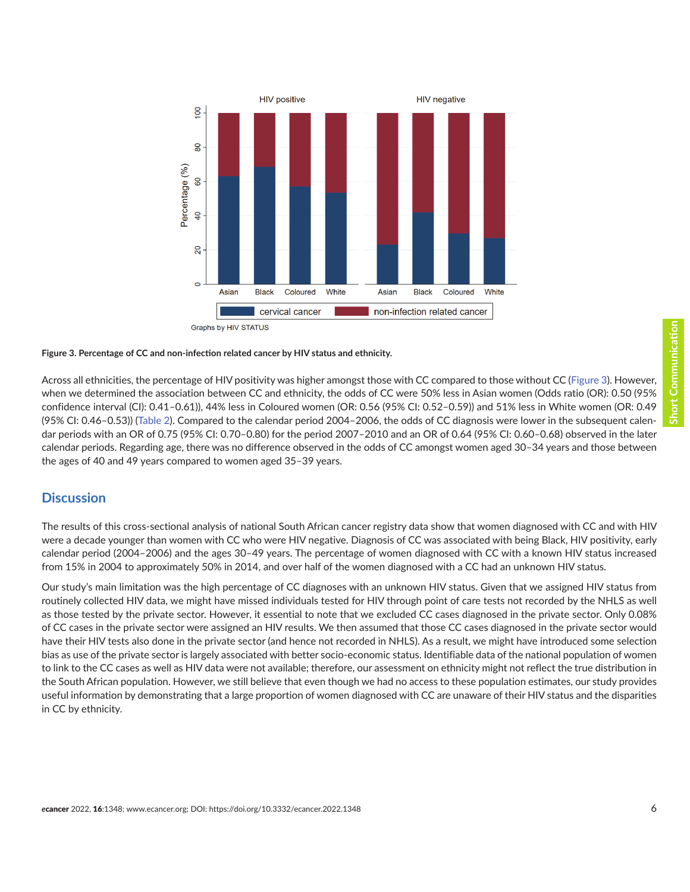Figure 3. Percentage of CC and non-infection related cancer by HIV status and ethnicity.

Across all ethnicities, the percentage of HIV positivity was higher amongst those with CC compared to those without CC (Figure 3). However, when we determined the association between CC and ethnicity, the odds of CC were 50% less in Asian women (Odds ratio (OR): 0.50 (95% confidence interval (CI): 0.41–0.61)), 44% less in Coloured women (OR: 0.56 (95% CI: 0.52–0.59)) and 51% less in White women (OR: 0.49 (95% CI: 0.46–0.53)) (Table 2). Compared to the calendar period 2004–2006, the odds of CC diagnosis were lower in the subsequent calendar periods with an OR of 0.75 (95% CI: 0.70–0.80) for the period 2007–2010 and an OR of 0.64 (95% CI: 0.60–0.68) observed in the later calendar periods. Regarding age, there was no difference observed in the odds of CC amongst women aged 30–34 years and those between the ages of 40 and 49 years compared to women aged 35–39 years.

## Discussion

The results of this cross-sectional analysis of national South African cancer registry data show that women diagnosed with CC and with HIV were a decade younger than women with CC who were HIV negative. Diagnosis of CC was associated with being Black, HIV positivity, early calendar period (2004–2006) and the ages 30–49 years. The percentage of women diagnosed with CC with a known HIV status increased from 15% in 2004 to approximately 50% in 2014, and over half of the women diagnosed with a CC had an unknown HIV status.

Our study's main limitation was the high percentage of CC diagnoses with an unknown HIV status. Given that we assigned HIV status from routinely collected HIV data, we might have missed individuals tested for HIV through point of care tests not recorded by the NHLS as well as those tested by the private sector. However, it essential to note that we excluded CC cases diagnosed in the private sector. Only 0.08% of CC cases in the private sector were assigned an HIV results. We then assumed that those CC cases diagnosed in the private sector would have their HIV tests also done in the private sector (and hence not recorded in NHLS). As a result, we might have introduced some selection bias as use of the private sector is largely associated with better socio-economic status. Identifiable data of the national population of women to link to the CC cases as well as HIV data were not available; therefore, our assessment on ethnicity might not reflect the true distribution in the South African population. However, we still believe that even though we had no access to these population estimates, our study provides useful information by demonstrating that a large proportion of women diagnosed with CC are unaware of their HIV status and the disparities in CC by ethnicity.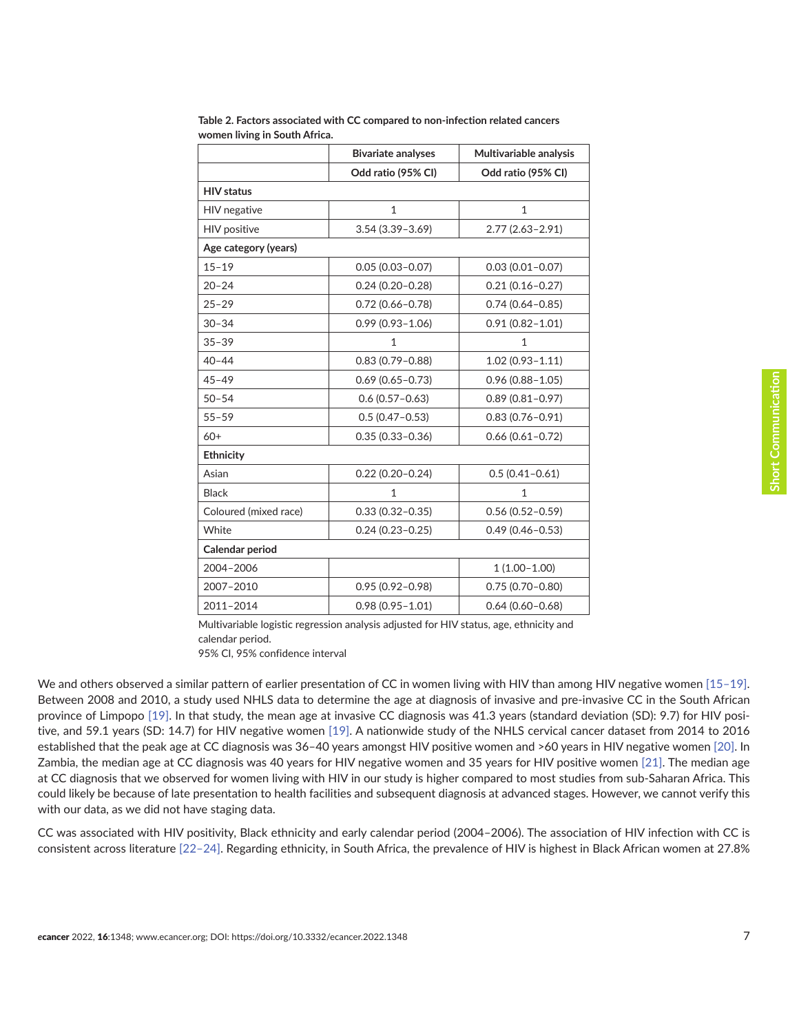**Table 2. Factors associated with CC compared to non-infection related cancers women living in South Africa.**

| | Bivariate analyses | Multivariable analysis |
|---|---|---|
| | Odd ratio (95% CI) | Odd ratio (95% CI) |
| **HIV status** | | |
| HIV negative | 1 | 1 |
| HIV positive | 3.54 (3.39–3.69) | 2.77 (2.63–2.91) |
| **Age category (years)** | | |
| 15–19 | 0.05 (0.03–0.07) | 0.03 (0.01–0.07) |
| 20–24 | 0.24 (0.20–0.28) | 0.21 (0.16–0.27) |
| 25–29 | 0.72 (0.66–0.78) | 0.74 (0.64–0.85) |
| 30–34 | 0.99 (0.93–1.06) | 0.91 (0.82–1.01) |
| 35–39 | 1 | 1 |
| 40–44 | 0.83 (0.79–0.88) | 1.02 (0.93–1.11) |
| 45–49 | 0.69 (0.65–0.73) | 0.96 (0.88–1.05) |
| 50–54 | 0.6 (0.57–0.63) | 0.89 (0.81–0.97) |
| 55–59 | 0.5 (0.47–0.53) | 0.83 (0.76–0.91) |
| 60+ | 0.35 (0.33–0.36) | 0.66 (0.61–0.72) |
| **Ethnicity** | | |
| Asian | 0.22 (0.20–0.24) | 0.5 (0.41–0.61) |
| Black | 1 | 1 |
| Coloured (mixed race) | 0.33 (0.32–0.35) | 0.56 (0.52–0.59) |
| White | 0.24 (0.23–0.25) | 0.49 (0.46–0.53) |
| **Calendar period** | | |
| 2004–2006 | | 1 (1.00–1.00) |
| 2007–2010 | 0.95 (0.92–0.98) | 0.75 (0.70–0.80) |
| 2011–2014 | 0.98 (0.95–1.01) | 0.64 (0.60–0.68) |

Multivariable logistic regression analysis adjusted for HIV status, age, ethnicity and calendar period.
95% CI, 95% confidence interval

We and others observed a similar pattern of earlier presentation of CC in women living with HIV than among HIV negative women [15–19]. Between 2008 and 2010, a study used NHLS data to determine the age at diagnosis of invasive and pre-invasive CC in the South African province of Limpopo [19]. In that study, the mean age at invasive CC diagnosis was 41.3 years (standard deviation (SD): 9.7) for HIV positive, and 59.1 years (SD: 14.7) for HIV negative women [19]. A nationwide study of the NHLS cervical cancer dataset from 2014 to 2016 established that the peak age at CC diagnosis was 36–40 years amongst HIV positive women and >60 years in HIV negative women [20]. In Zambia, the median age at CC diagnosis was 40 years for HIV negative women and 35 years for HIV positive women [21]. The median age at CC diagnosis that we observed for women living with HIV in our study is higher compared to most studies from sub-Saharan Africa. This could likely be because of late presentation to health facilities and subsequent diagnosis at advanced stages. However, we cannot verify this with our data, as we did not have staging data.

CC was associated with HIV positivity, Black ethnicity and early calendar period (2004–2006). The association of HIV infection with CC is consistent across literature [22–24]. Regarding ethnicity, in South Africa, the prevalence of HIV is highest in Black African women at 27.8%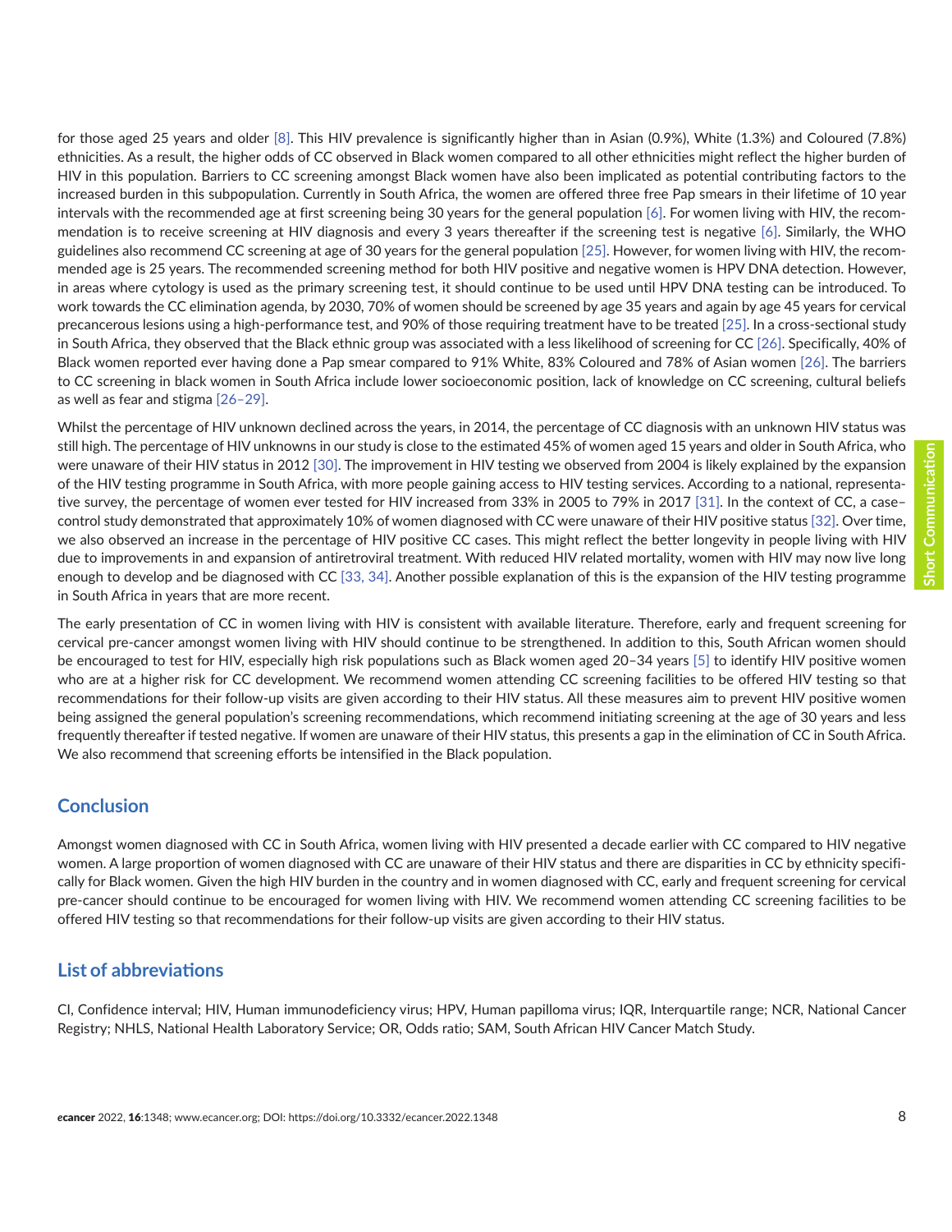for those aged 25 years and older [8]. This HIV prevalence is significantly higher than in Asian (0.9%), White (1.3%) and Coloured (7.8%) ethnicities. As a result, the higher odds of CC observed in Black women compared to all other ethnicities might reflect the higher burden of HIV in this population. Barriers to CC screening amongst Black women have also been implicated as potential contributing factors to the increased burden in this subpopulation. Currently in South Africa, the women are offered three free Pap smears in their lifetime of 10 year intervals with the recommended age at first screening being 30 years for the general population [6]. For women living with HIV, the recommendation is to receive screening at HIV diagnosis and every 3 years thereafter if the screening test is negative [6]. Similarly, the WHO guidelines also recommend CC screening at age of 30 years for the general population [25]. However, for women living with HIV, the recommended age is 25 years. The recommended screening method for both HIV positive and negative women is HPV DNA detection. However, in areas where cytology is used as the primary screening test, it should continue to be used until HPV DNA testing can be introduced. To work towards the CC elimination agenda, by 2030, 70% of women should be screened by age 35 years and again by age 45 years for cervical precancerous lesions using a high-performance test, and 90% of those requiring treatment have to be treated [25]. In a cross-sectional study in South Africa, they observed that the Black ethnic group was associated with a less likelihood of screening for CC [26]. Specifically, 40% of Black women reported ever having done a Pap smear compared to 91% White, 83% Coloured and 78% of Asian women [26]. The barriers to CC screening in black women in South Africa include lower socioeconomic position, lack of knowledge on CC screening, cultural beliefs as well as fear and stigma [26–29].

Whilst the percentage of HIV unknown declined across the years, in 2014, the percentage of CC diagnosis with an unknown HIV status was still high. The percentage of HIV unknowns in our study is close to the estimated 45% of women aged 15 years and older in South Africa, who were unaware of their HIV status in 2012 [30]. The improvement in HIV testing we observed from 2004 is likely explained by the expansion of the HIV testing programme in South Africa, with more people gaining access to HIV testing services. According to a national, representative survey, the percentage of women ever tested for HIV increased from 33% in 2005 to 79% in 2017 [31]. In the context of CC, a case–control study demonstrated that approximately 10% of women diagnosed with CC were unaware of their HIV positive status [32]. Over time, we also observed an increase in the percentage of HIV positive CC cases. This might reflect the better longevity in people living with HIV due to improvements in and expansion of antiretroviral treatment. With reduced HIV related mortality, women with HIV may now live long enough to develop and be diagnosed with CC [33, 34]. Another possible explanation of this is the expansion of the HIV testing programme in South Africa in years that are more recent.

The early presentation of CC in women living with HIV is consistent with available literature. Therefore, early and frequent screening for cervical pre-cancer amongst women living with HIV should continue to be strengthened. In addition to this, South African women should be encouraged to test for HIV, especially high risk populations such as Black women aged 20–34 years [5] to identify HIV positive women who are at a higher risk for CC development. We recommend women attending CC screening facilities to be offered HIV testing so that recommendations for their follow-up visits are given according to their HIV status. All these measures aim to prevent HIV positive women being assigned the general population's screening recommendations, which recommend initiating screening at the age of 30 years and less frequently thereafter if tested negative. If women are unaware of their HIV status, this presents a gap in the elimination of CC in South Africa. We also recommend that screening efforts be intensified in the Black population.

## Conclusion

Amongst women diagnosed with CC in South Africa, women living with HIV presented a decade earlier with CC compared to HIV negative women. A large proportion of women diagnosed with CC are unaware of their HIV status and there are disparities in CC by ethnicity specifically for Black women. Given the high HIV burden in the country and in women diagnosed with CC, early and frequent screening for cervical pre-cancer should continue to be encouraged for women living with HIV. We recommend women attending CC screening facilities to be offered HIV testing so that recommendations for their follow-up visits are given according to their HIV status.

## List of abbreviations

CI, Confidence interval; HIV, Human immunodeficiency virus; HPV, Human papilloma virus; IQR, Interquartile range; NCR, National Cancer Registry; NHLS, National Health Laboratory Service; OR, Odds ratio; SAM, South African HIV Cancer Match Study.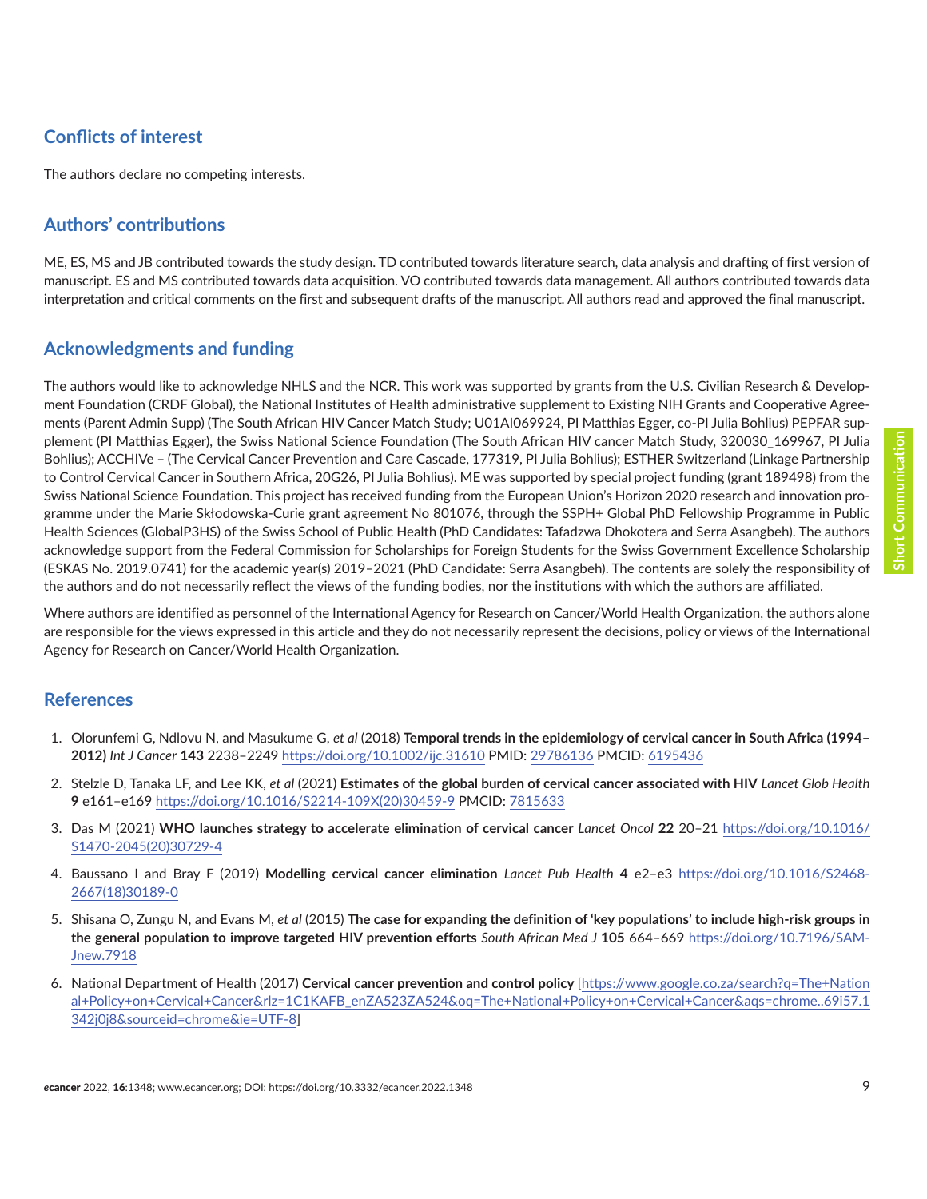## Conflicts of interest

The authors declare no competing interests.

## Authors' contributions

ME, ES, MS and JB contributed towards the study design. TD contributed towards literature search, data analysis and drafting of first version of manuscript. ES and MS contributed towards data acquisition. VO contributed towards data management. All authors contributed towards data interpretation and critical comments on the first and subsequent drafts of the manuscript. All authors read and approved the final manuscript.

## Acknowledgments and funding

The authors would like to acknowledge NHLS and the NCR. This work was supported by grants from the U.S. Civilian Research & Development Foundation (CRDF Global), the National Institutes of Health administrative supplement to Existing NIH Grants and Cooperative Agreements (Parent Admin Supp) (The South African HIV Cancer Match Study; U01AI069924, PI Matthias Egger, co-PI Julia Bohlius) PEPFAR supplement (PI Matthias Egger), the Swiss National Science Foundation (The South African HIV cancer Match Study, 320030_169967, PI Julia Bohlius); ACCHIVe – (The Cervical Cancer Prevention and Care Cascade, 177319, PI Julia Bohlius); ESTHER Switzerland (Linkage Partnership to Control Cervical Cancer in Southern Africa, 20G26, PI Julia Bohlius). ME was supported by special project funding (grant 189498) from the Swiss National Science Foundation. This project has received funding from the European Union's Horizon 2020 research and innovation programme under the Marie Skłodowska-Curie grant agreement No 801076, through the SSPH+ Global PhD Fellowship Programme in Public Health Sciences (GlobalP3HS) of the Swiss School of Public Health (PhD Candidates: Tafadzwa Dhokotera and Serra Asangbeh). The authors acknowledge support from the Federal Commission for Scholarships for Foreign Students for the Swiss Government Excellence Scholarship (ESKAS No. 2019.0741) for the academic year(s) 2019–2021 (PhD Candidate: Serra Asangbeh). The contents are solely the responsibility of the authors and do not necessarily reflect the views of the funding bodies, nor the institutions with which the authors are affiliated.

Where authors are identified as personnel of the International Agency for Research on Cancer/World Health Organization, the authors alone are responsible for the views expressed in this article and they do not necessarily represent the decisions, policy or views of the International Agency for Research on Cancer/World Health Organization.

## References

1. Olorunfemi G, Ndlovu N, and Masukume G, *et al* (2018) **Temporal trends in the epidemiology of cervical cancer in South Africa (1994–2012)** *Int J Cancer* **143** 2238–2249 https://doi.org/10.1002/ijc.31610 PMID: 29786136 PMCID: 6195436
2. Stelzle D, Tanaka LF, and Lee KK, *et al* (2021) **Estimates of the global burden of cervical cancer associated with HIV** *Lancet Glob Health* **9** e161–e169 https://doi.org/10.1016/S2214-109X(20)30459-9 PMCID: 7815633
3. Das M (2021) **WHO launches strategy to accelerate elimination of cervical cancer** *Lancet Oncol* **22** 20–21 https://doi.org/10.1016/S1470-2045(20)30729-4
4. Baussano I and Bray F (2019) **Modelling cervical cancer elimination** *Lancet Pub Health* **4** e2–e3 https://doi.org/10.1016/S2468-2667(18)30189-0
5. Shisana O, Zungu N, and Evans M, *et al* (2015) **The case for expanding the definition of 'key populations' to include high-risk groups in the general population to improve targeted HIV prevention efforts** *South African Med J* **105** 664–669 https://doi.org/10.7196/SAMJnew.7918
6. National Department of Health (2017) **Cervical cancer prevention and control policy** [https://www.google.co.za/search?q=The+National+Policy+on+Cervical+Cancer&rlz=1C1KAFB_enZA523ZA524&oq=The+National+Policy+on+Cervical+Cancer&aqs=chrome..69i57.1342j0j8&sourceid=chrome&ie=UTF-8]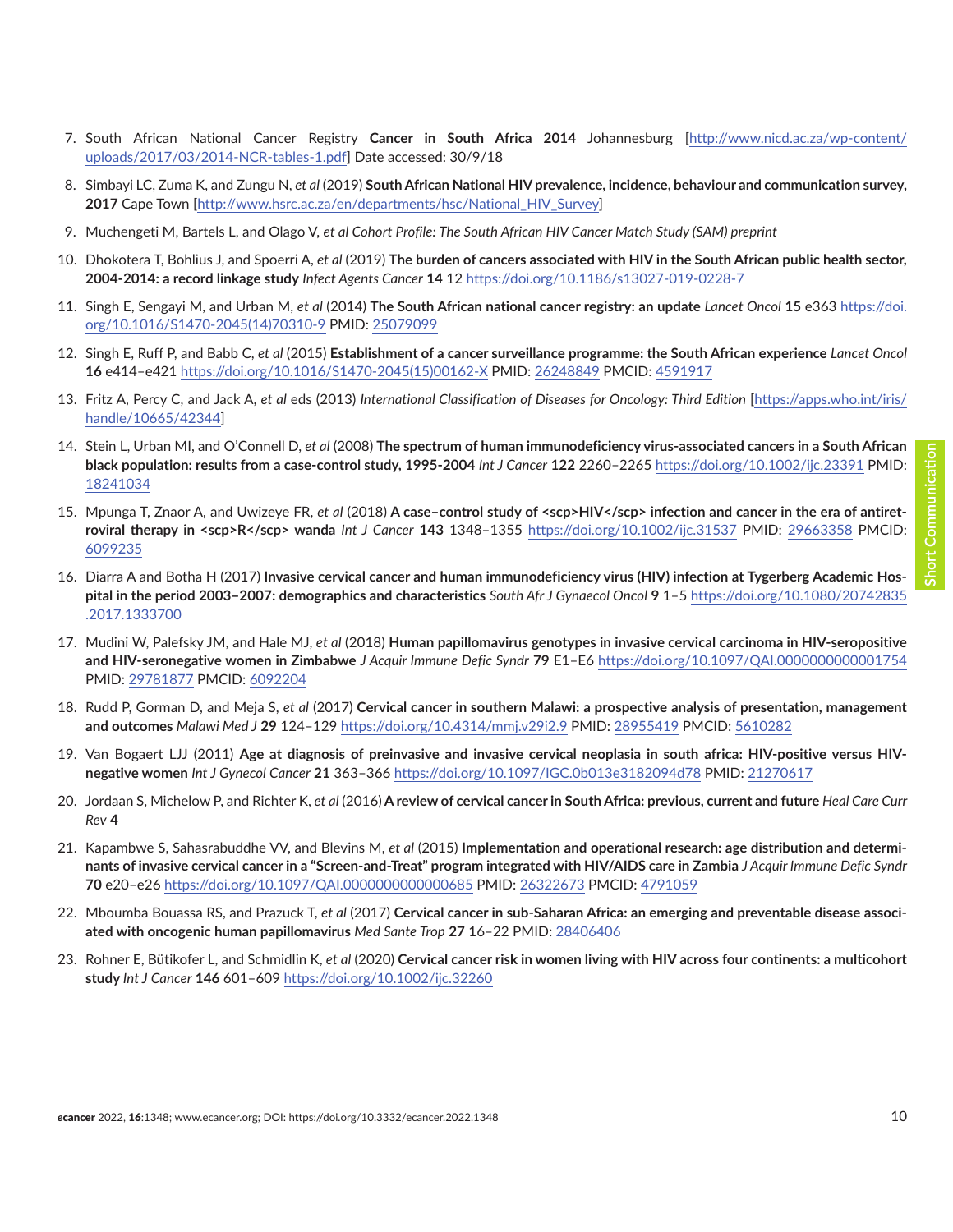7. South African National Cancer Registry **Cancer in South Africa 2014** Johannesburg [http://www.nicd.ac.za/wp-content/uploads/2017/03/2014-NCR-tables-1.pdf] Date accessed: 30/9/18

8. Simbayi LC, Zuma K, and Zungu N, *et al* (2019) **South African National HIV prevalence, incidence, behaviour and communication survey, 2017** Cape Town [http://www.hsrc.ac.za/en/departments/hsc/National_HIV_Survey]

9. Muchengeti M, Bartels L, and Olago V, *et al Cohort Profile: The South African HIV Cancer Match Study (SAM) preprint*

10. Dhokotera T, Bohlius J, and Spoerri A, *et al* (2019) **The burden of cancers associated with HIV in the South African public health sector, 2004-2014: a record linkage study** *Infect Agents Cancer* **14** 12 https://doi.org/10.1186/s13027-019-0228-7

11. Singh E, Sengayi M, and Urban M, *et al* (2014) **The South African national cancer registry: an update** *Lancet Oncol* **15** e363 https://doi.org/10.1016/S1470-2045(14)70310-9 PMID: 25079099

12. Singh E, Ruff P, and Babb C, *et al* (2015) **Establishment of a cancer surveillance programme: the South African experience** *Lancet Oncol* **16** e414–e421 https://doi.org/10.1016/S1470-2045(15)00162-X PMID: 26248849 PMCID: 4591917

13. Fritz A, Percy C, and Jack A, *et al* eds (2013) *International Classification of Diseases for Oncology: Third Edition* [https://apps.who.int/iris/handle/10665/42344]

14. Stein L, Urban MI, and O'Connell D, *et al* (2008) **The spectrum of human immunodeficiency virus-associated cancers in a South African black population: results from a case-control study, 1995-2004** *Int J Cancer* **122** 2260–2265 https://doi.org/10.1002/ijc.23391 PMID: 18241034

15. Mpunga T, Znaor A, and Uwizeye FR, *et al* (2018) **A case–control study of <scp>HIV</scp> infection and cancer in the era of antiretroviral therapy in <scp>R</scp> wanda** *Int J Cancer* **143** 1348–1355 https://doi.org/10.1002/ijc.31537 PMID: 29663358 PMCID: 6099235

16. Diarra A and Botha H (2017) **Invasive cervical cancer and human immunodeficiency virus (HIV) infection at Tygerberg Academic Hospital in the period 2003–2007: demographics and characteristics** *South Afr J Gynaecol Oncol* **9** 1–5 https://doi.org/10.1080/20742835.2017.1333700

17. Mudini W, Palefsky JM, and Hale MJ, *et al* (2018) **Human papillomavirus genotypes in invasive cervical carcinoma in HIV-seropositive and HIV-seronegative women in Zimbabwe** *J Acquir Immune Defic Syndr* **79** E1–E6 https://doi.org/10.1097/QAI.0000000000001754 PMID: 29781877 PMCID: 6092204

18. Rudd P, Gorman D, and Meja S, *et al* (2017) **Cervical cancer in southern Malawi: a prospective analysis of presentation, management and outcomes** *Malawi Med J* **29** 124–129 https://doi.org/10.4314/mmj.v29i2.9 PMID: 28955419 PMCID: 5610282

19. Van Bogaert LJJ (2011) **Age at diagnosis of preinvasive and invasive cervical neoplasia in south africa: HIV-positive versus HIV-negative women** *Int J Gynecol Cancer* **21** 363–366 https://doi.org/10.1097/IGC.0b013e3182094d78 PMID: 21270617

20. Jordaan S, Michelow P, and Richter K, *et al* (2016) **A review of cervical cancer in South Africa: previous, current and future** *Heal Care Curr Rev* **4**

21. Kapambwe S, Sahasrabuddhe VV, and Blevins M, *et al* (2015) **Implementation and operational research: age distribution and determinants of invasive cervical cancer in a "Screen-and-Treat" program integrated with HIV/AIDS care in Zambia** *J Acquir Immune Defic Syndr* **70** e20–e26 https://doi.org/10.1097/QAI.0000000000000685 PMID: 26322673 PMCID: 4791059

22. Mboumba Bouassa RS, and Prazuck T, *et al* (2017) **Cervical cancer in sub-Saharan Africa: an emerging and preventable disease associated with oncogenic human papillomavirus** *Med Sante Trop* **27** 16–22 PMID: 28406406

23. Rohner E, Bütikofer L, and Schmidlin K, *et al* (2020) **Cervical cancer risk in women living with HIV across four continents: a multicohort study** *Int J Cancer* **146** 601–609 https://doi.org/10.1002/ijc.32260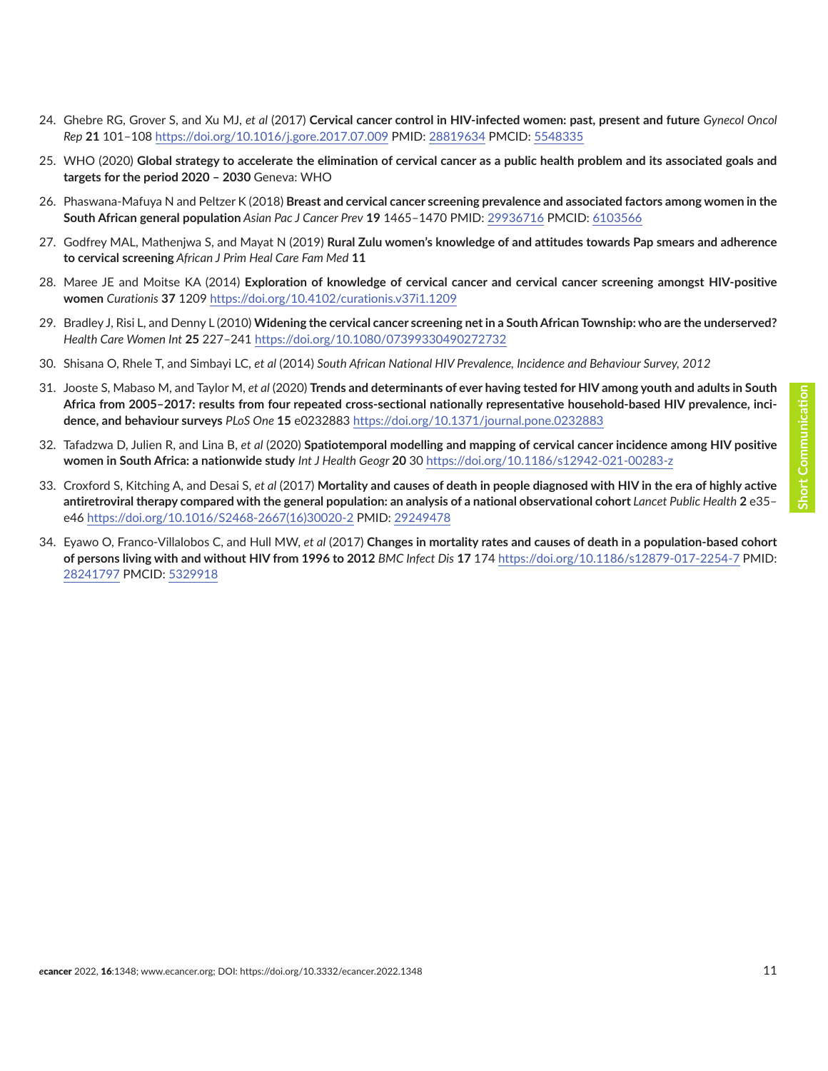24. Ghebre RG, Grover S, and Xu MJ, *et al* (2017) **Cervical cancer control in HIV-infected women: past, present and future** *Gynecol Oncol Rep* **21** 101–108 https://doi.org/10.1016/j.gore.2017.07.009 PMID: 28819634 PMCID: 5548335

25. WHO (2020) **Global strategy to accelerate the elimination of cervical cancer as a public health problem and its associated goals and targets for the period 2020 – 2030** Geneva: WHO

26. Phaswana-Mafuya N and Peltzer K (2018) **Breast and cervical cancer screening prevalence and associated factors among women in the South African general population** *Asian Pac J Cancer Prev* **19** 1465–1470 PMID: 29936716 PMCID: 6103566

27. Godfrey MAL, Mathenjwa S, and Mayat N (2019) **Rural Zulu women's knowledge of and attitudes towards Pap smears and adherence to cervical screening** *African J Prim Heal Care Fam Med* **11**

28. Maree JE and Moitse KA (2014) **Exploration of knowledge of cervical cancer and cervical cancer screening amongst HIV-positive women** *Curationis* **37** 1209 https://doi.org/10.4102/curationis.v37i1.1209

29. Bradley J, Risi L, and Denny L (2010) **Widening the cervical cancer screening net in a South African Township: who are the underserved?** *Health Care Women Int* **25** 227–241 https://doi.org/10.1080/07399330490272732

30. Shisana O, Rhele T, and Simbayi LC, *et al* (2014) *South African National HIV Prevalence, Incidence and Behaviour Survey, 2012*

31. Jooste S, Mabaso M, and Taylor M, *et al* (2020) **Trends and determinants of ever having tested for HIV among youth and adults in South Africa from 2005–2017: results from four repeated cross-sectional nationally representative household-based HIV prevalence, incidence, and behaviour surveys** *PLoS One* **15** e0232883 https://doi.org/10.1371/journal.pone.0232883

32. Tafadzwa D, Julien R, and Lina B, *et al* (2020) **Spatiotemporal modelling and mapping of cervical cancer incidence among HIV positive women in South Africa: a nationwide study** *Int J Health Geogr* **20** 30 https://doi.org/10.1186/s12942-021-00283-z

33. Croxford S, Kitching A, and Desai S, *et al* (2017) **Mortality and causes of death in people diagnosed with HIV in the era of highly active antiretroviral therapy compared with the general population: an analysis of a national observational cohort** *Lancet Public Health* **2** e35–e46 https://doi.org/10.1016/S2468-2667(16)30020-2 PMID: 29249478

34. Eyawo O, Franco-Villalobos C, and Hull MW, *et al* (2017) **Changes in mortality rates and causes of death in a population-based cohort of persons living with and without HIV from 1996 to 2012** *BMC Infect Dis* **17** 174 https://doi.org/10.1186/s12879-017-2254-7 PMID: 28241797 PMCID: 5329918